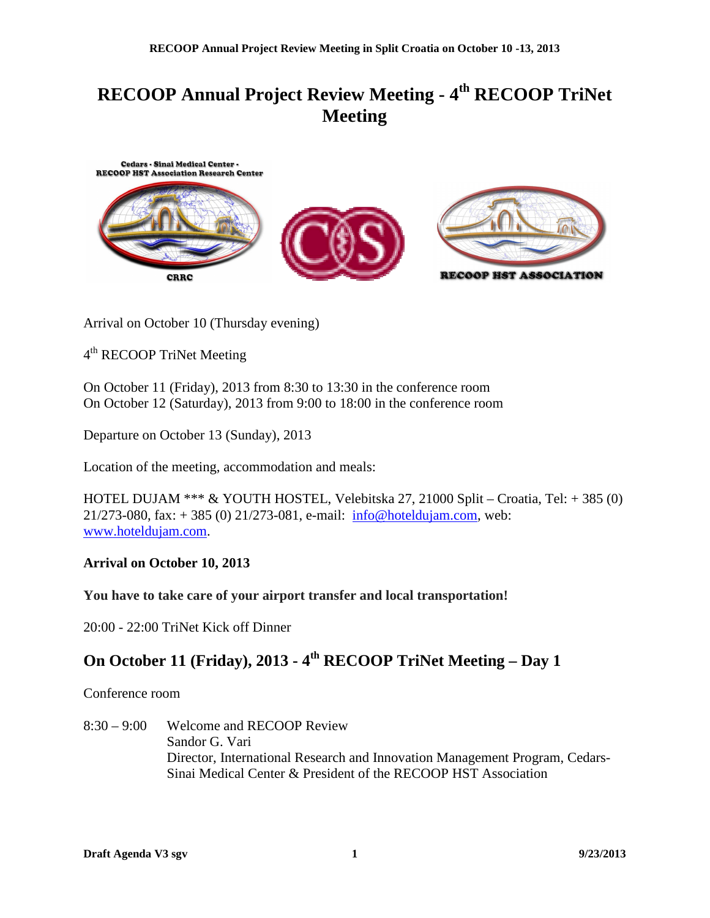# RECOOP Annual Project Review Meeting - 4th RECOOP TriNet Meeting

Arrival on October 10 (Thursday evening)

4th RECOOP TriNet Meeting

On October 11 (Friday), 2013 from 8:30 to 13:30 in the conference room
On October 12 (Saturday), 2013 from 9:00 to 18:00 in the conference room

Departure on October 13 (Sunday), 2013

Location of the meeting, accommodation and meals:

HOTEL DUJAM *** & YOUTH HOSTEL, Velebitska 27, 21000 Split – Croatia, Tel: + 385 (0) 21/273-080, fax: + 385 (0) 21/273-081, e-mail: info@hoteldujam.com, web: www.hoteldujam.com.

**Arrival on October 10, 2013**

**You have to take care of your airport transfer and local transportation!**

20:00 - 22:00 TriNet Kick off Dinner

## On October 11 (Friday), 2013 - 4th RECOOP TriNet Meeting – Day 1

Conference room

8:30 – 9:00 Welcome and RECOOP Review
Sandor G. Vari
Director, International Research and Innovation Management Program, Cedars-Sinai Medical Center & President of the RECOOP HST Association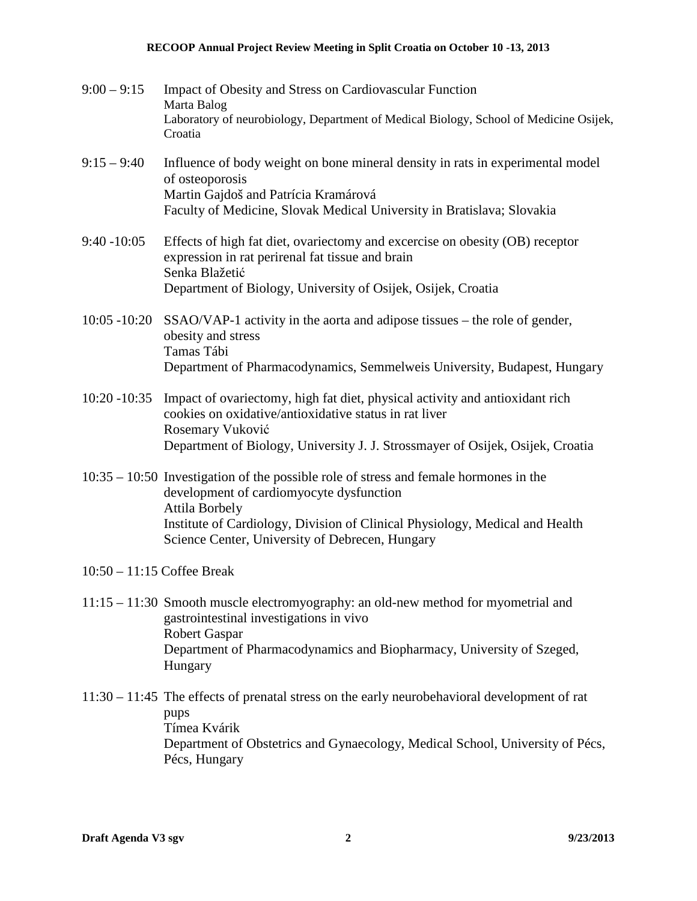9:00 – 9:15 Impact of Obesity and Stress on Cardiovascular Function
Marta Balog
Laboratory of neurobiology, Department of Medical Biology, School of Medicine Osijek, Croatia

9:15 – 9:40 Influence of body weight on bone mineral density in rats in experimental model of osteoporosis
Martin Gajdoš and Patrícia Kramárová
Faculty of Medicine, Slovak Medical University in Bratislava; Slovakia

9:40 -10:05 Effects of high fat diet, ovariectomy and excercise on obesity (OB) receptor expression in rat perirenal fat tissue and brain
Senka Blažetić
Department of Biology, University of Osijek, Osijek, Croatia

10:05 -10:20 SSAO/VAP-1 activity in the aorta and adipose tissues – the role of gender, obesity and stress
Tamas Tábi
Department of Pharmacodynamics, Semmelweis University, Budapest, Hungary

10:20 -10:35 Impact of ovariectomy, high fat diet, physical activity and antioxidant rich cookies on oxidative/antioxidative status in rat liver
Rosemary Vuković
Department of Biology, University J. J. Strossmayer of Osijek, Osijek, Croatia

10:35 – 10:50 Investigation of the possible role of stress and female hormones in the development of cardiomyocyte dysfunction
Attila Borbely
Institute of Cardiology, Division of Clinical Physiology, Medical and Health Science Center, University of Debrecen, Hungary

10:50 – 11:15 Coffee Break

11:15 – 11:30 Smooth muscle electromyography: an old-new method for myometrial and gastrointestinal investigations in vivo
Robert Gaspar
Department of Pharmacodynamics and Biopharmacy, University of Szeged, Hungary

11:30 – 11:45 The effects of prenatal stress on the early neurobehavioral development of rat pups
Tímea Kvárik
Department of Obstetrics and Gynaecology, Medical School, University of Pécs, Pécs, Hungary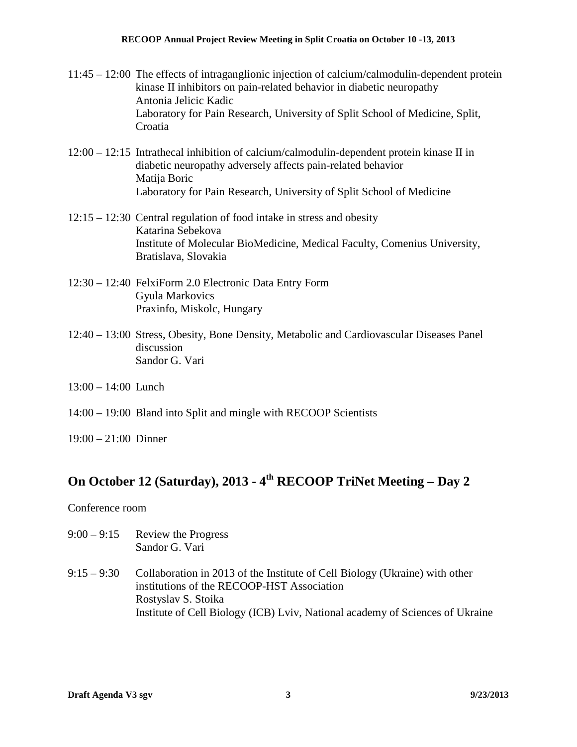11:45 – 12:00 The effects of intraganglionic injection of calcium/calmodulin-dependent protein kinase II inhibitors on pain-related behavior in diabetic neuropathy
Antonia Jelicic Kadic
Laboratory for Pain Research, University of Split School of Medicine, Split, Croatia

12:00 – 12:15 Intrathecal inhibition of calcium/calmodulin-dependent protein kinase II in diabetic neuropathy adversely affects pain-related behavior
Matija Boric
Laboratory for Pain Research, University of Split School of Medicine

12:15 – 12:30 Central regulation of food intake in stress and obesity
Katarina Sebekova
Institute of Molecular BioMedicine, Medical Faculty, Comenius University, Bratislava, Slovakia

12:30 – 12:40 FelxiForm 2.0 Electronic Data Entry Form
Gyula Markovics
Praxinfo, Miskolc, Hungary

12:40 – 13:00 Stress, Obesity, Bone Density, Metabolic and Cardiovascular Diseases Panel discussion
Sandor G. Vari

13:00 – 14:00 Lunch

14:00 – 19:00 Bland into Split and mingle with RECOOP Scientists

19:00 – 21:00 Dinner

## On October 12 (Saturday), 2013 - 4th RECOOP TriNet Meeting – Day 2

Conference room

9:00 – 9:15 Review the Progress
Sandor G. Vari

9:15 – 9:30 Collaboration in 2013 of the Institute of Cell Biology (Ukraine) with other institutions of the RECOOP-HST Association
Rostyslav S. Stoika
Institute of Cell Biology (ICB) Lviv, National academy of Sciences of Ukraine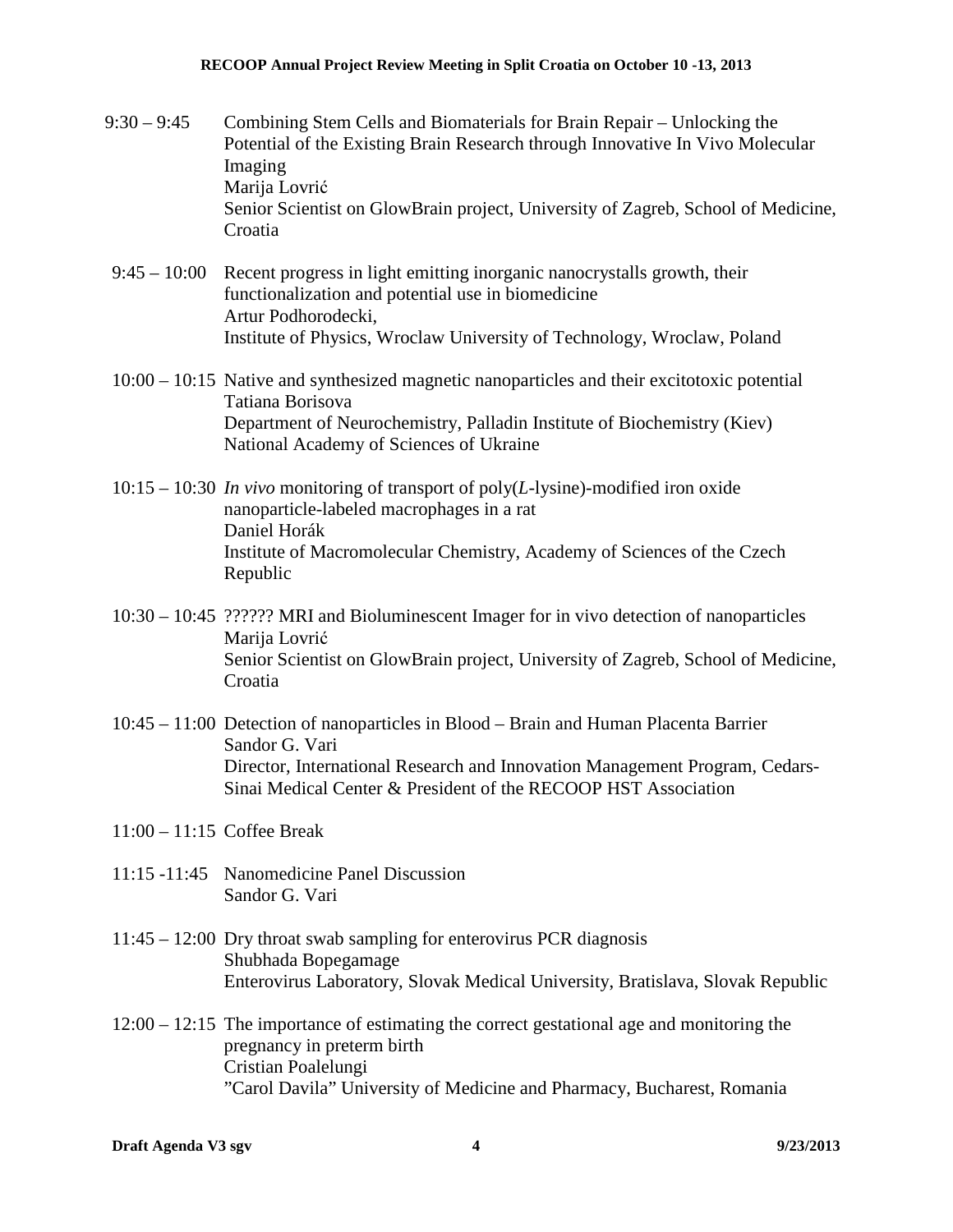9:30 – 9:45 Combining Stem Cells and Biomaterials for Brain Repair – Unlocking the Potential of the Existing Brain Research through Innovative In Vivo Molecular Imaging
Marija Lovrić
Senior Scientist on GlowBrain project, University of Zagreb, School of Medicine, Croatia

9:45 – 10:00 Recent progress in light emitting inorganic nanocrystalls growth, their functionalization and potential use in biomedicine
Artur Podhorodecki,
Institute of Physics, Wroclaw University of Technology, Wroclaw, Poland

10:00 – 10:15 Native and synthesized magnetic nanoparticles and their excitotoxic potential
Tatiana Borisova
Department of Neurochemistry, Palladin Institute of Biochemistry (Kiev)
National Academy of Sciences of Ukraine

10:15 – 10:30 *In vivo* monitoring of transport of poly(*L*-lysine)-modified iron oxide nanoparticle-labeled macrophages in a rat
Daniel Horák
Institute of Macromolecular Chemistry, Academy of Sciences of the Czech Republic

10:30 – 10:45 ?????? MRI and Bioluminescent Imager for in vivo detection of nanoparticles
Marija Lovrić
Senior Scientist on GlowBrain project, University of Zagreb, School of Medicine, Croatia

10:45 – 11:00 Detection of nanoparticles in Blood – Brain and Human Placenta Barrier
Sandor G. Vari
Director, International Research and Innovation Management Program, Cedars-Sinai Medical Center & President of the RECOOP HST Association

11:00 – 11:15 Coffee Break

11:15 -11:45 Nanomedicine Panel Discussion
Sandor G. Vari

11:45 – 12:00 Dry throat swab sampling for enterovirus PCR diagnosis
Shubhada Bopegamage
Enterovirus Laboratory, Slovak Medical University, Bratislava, Slovak Republic

12:00 – 12:15 The importance of estimating the correct gestational age and monitoring the pregnancy in preterm birth
Cristian Poalelungi
"Carol Davila" University of Medicine and Pharmacy, Bucharest, Romania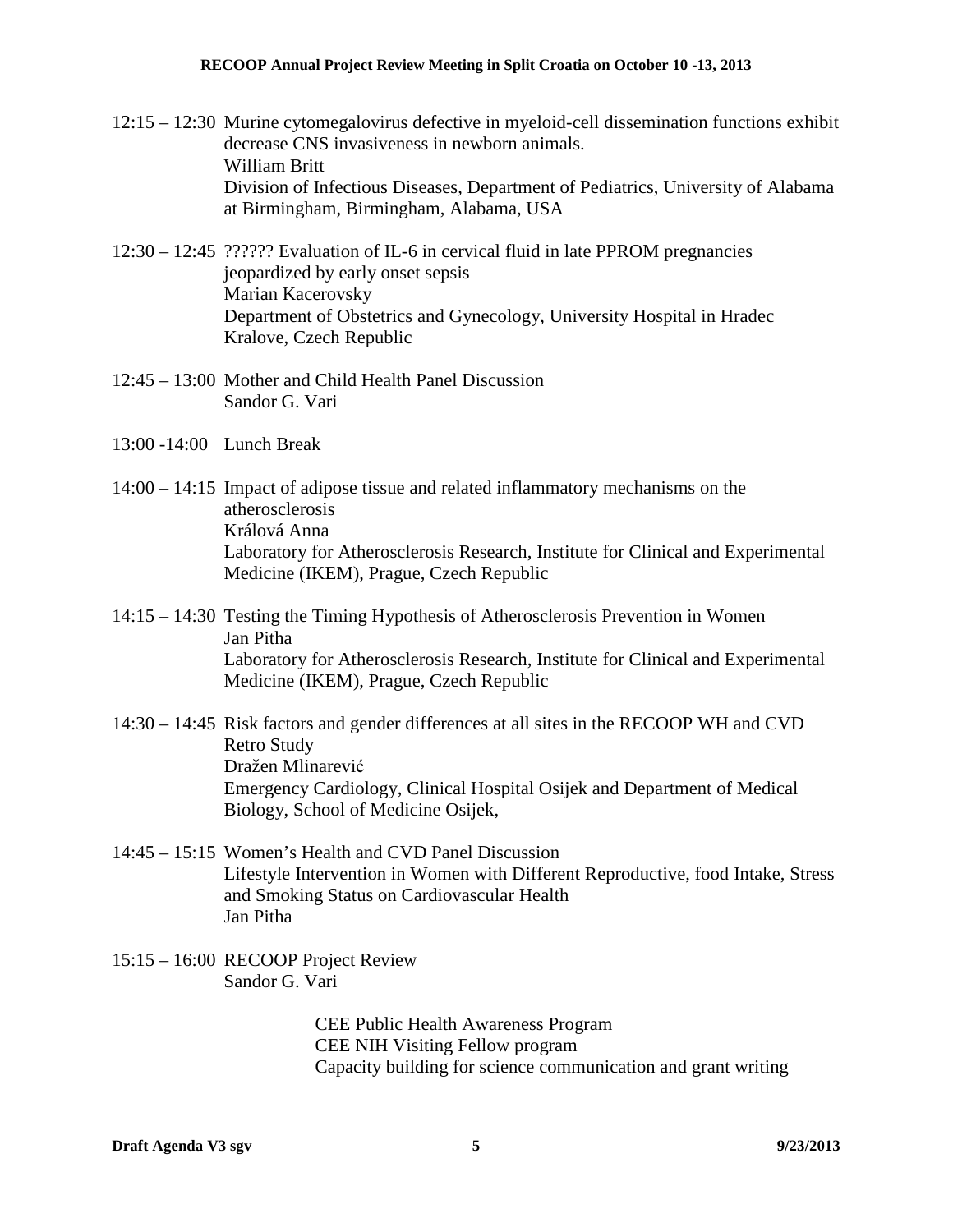12:15 – 12:30 Murine cytomegalovirus defective in myeloid-cell dissemination functions exhibit decrease CNS invasiveness in newborn animals.
William Britt
Division of Infectious Diseases, Department of Pediatrics, University of Alabama at Birmingham, Birmingham, Alabama, USA

12:30 – 12:45 ?????? Evaluation of IL-6 in cervical fluid in late PPROM pregnancies jeopardized by early onset sepsis
Marian Kacerovsky
Department of Obstetrics and Gynecology, University Hospital in Hradec Kralove, Czech Republic

12:45 – 13:00 Mother and Child Health Panel Discussion
Sandor G. Vari

13:00 -14:00 Lunch Break

14:00 – 14:15 Impact of adipose tissue and related inflammatory mechanisms on the atherosclerosis
Králová Anna
Laboratory for Atherosclerosis Research, Institute for Clinical and Experimental Medicine (IKEM), Prague, Czech Republic

14:15 – 14:30 Testing the Timing Hypothesis of Atherosclerosis Prevention in Women
Jan Pitha
Laboratory for Atherosclerosis Research, Institute for Clinical and Experimental Medicine (IKEM), Prague, Czech Republic

14:30 – 14:45 Risk factors and gender differences at all sites in the RECOOP WH and CVD Retro Study
Dražen Mlinarević
Emergency Cardiology, Clinical Hospital Osijek and Department of Medical Biology, School of Medicine Osijek,

14:45 – 15:15 Women's Health and CVD Panel Discussion
Lifestyle Intervention in Women with Different Reproductive, food Intake, Stress and Smoking Status on Cardiovascular Health
Jan Pitha

15:15 – 16:00 RECOOP Project Review
Sandor G. Vari

CEE Public Health Awareness Program
CEE NIH Visiting Fellow program
Capacity building for science communication and grant writing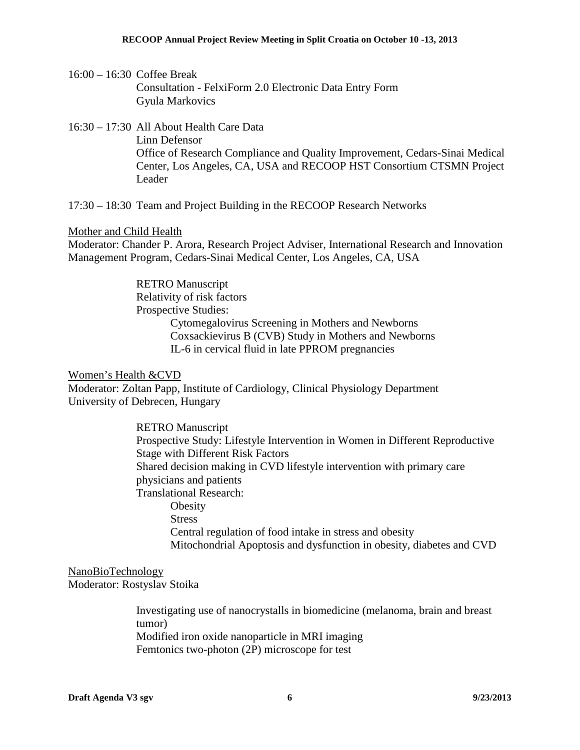16:00 – 16:30 Coffee Break
Consultation - FelxiForm 2.0 Electronic Data Entry Form
Gyula Markovics

16:30 – 17:30 All About Health Care Data
Linn Defensor
Office of Research Compliance and Quality Improvement, Cedars-Sinai Medical Center, Los Angeles, CA, USA and RECOOP HST Consortium CTSMN Project Leader

17:30 – 18:30 Team and Project Building in the RECOOP Research Networks

<u>Mother and Child Health</u>
Moderator: Chander P. Arora, Research Project Adviser, International Research and Innovation Management Program, Cedars-Sinai Medical Center, Los Angeles, CA, USA

- RETRO Manuscript
- Relativity of risk factors
- Prospective Studies:
  - Cytomegalovirus Screening in Mothers and Newborns
  - Coxsackievirus B (CVB) Study in Mothers and Newborns
  - IL-6 in cervical fluid in late PPROM pregnancies

<u>Women's Health &CVD</u>
Moderator: Zoltan Papp, Institute of Cardiology, Clinical Physiology Department University of Debrecen, Hungary

- RETRO Manuscript
- Prospective Study: Lifestyle Intervention in Women in Different Reproductive Stage with Different Risk Factors
- Shared decision making in CVD lifestyle intervention with primary care physicians and patients
- Translational Research:
  - Obesity
  - Stress
  - Central regulation of food intake in stress and obesity
  - Mitochondrial Apoptosis and dysfunction in obesity, diabetes and CVD

<u>NanoBioTechnology</u>
Moderator: Rostyslav Stoika

- Investigating use of nanocrystalls in biomedicine (melanoma, brain and breast tumor)
- Modified iron oxide nanoparticle in MRI imaging
- Femtonics two-photon (2P) microscope for test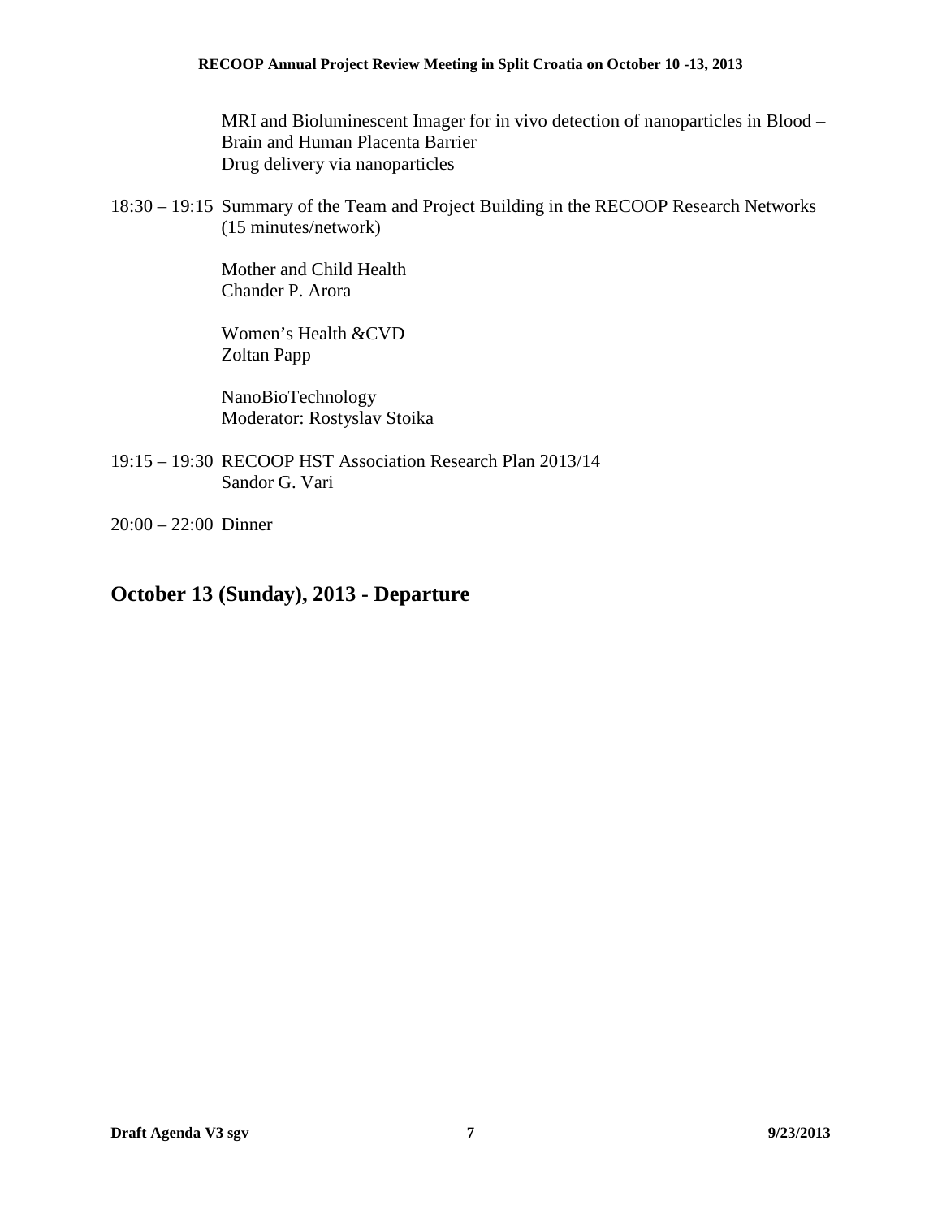MRI and Bioluminescent Imager for in vivo detection of nanoparticles in Blood – Brain and Human Placenta Barrier
Drug delivery via nanoparticles

18:30 – 19:15 Summary of the Team and Project Building in the RECOOP Research Networks (15 minutes/network)

Mother and Child Health
Chander P. Arora

Women's Health &CVD
Zoltan Papp

NanoBioTechnology
Moderator: Rostyslav Stoika

19:15 – 19:30 RECOOP HST Association Research Plan 2013/14
Sandor G. Vari

20:00 – 22:00 Dinner

## October 13 (Sunday), 2013 - Departure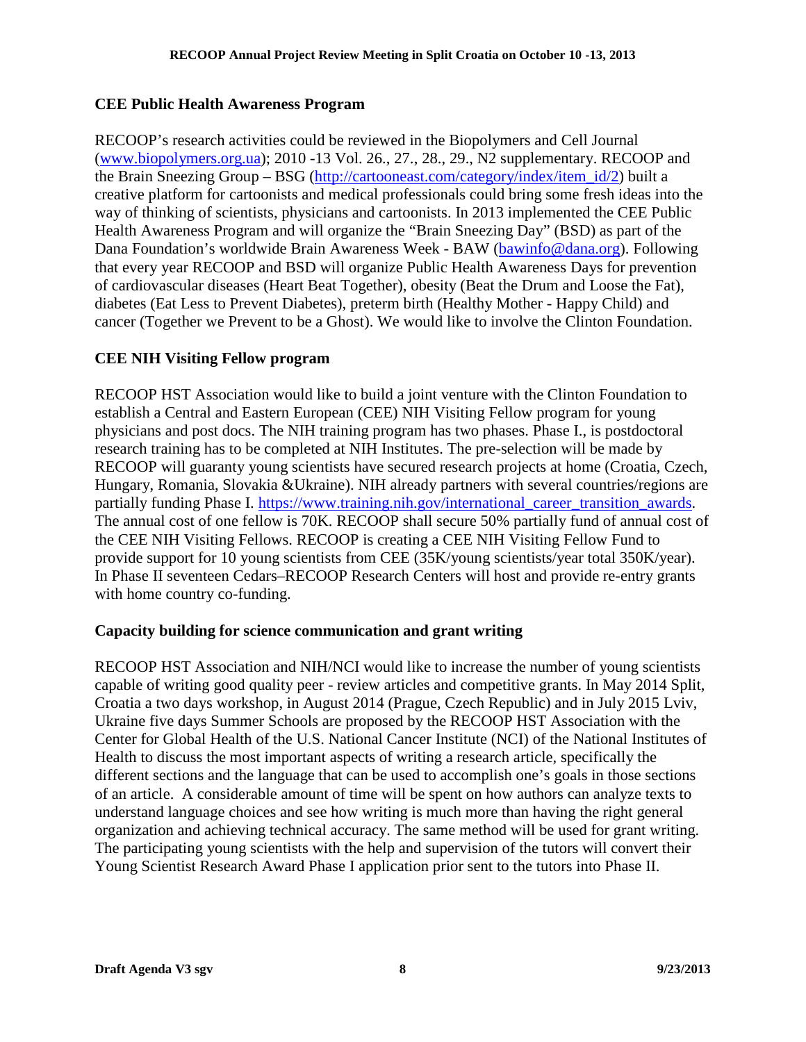## CEE Public Health Awareness Program

RECOOP's research activities could be reviewed in the Biopolymers and Cell Journal (www.biopolymers.org.ua); 2010 -13 Vol. 26., 27., 28., 29., N2 supplementary. RECOOP and the Brain Sneezing Group – BSG (http://cartooneast.com/category/index/item_id/2) built a creative platform for cartoonists and medical professionals could bring some fresh ideas into the way of thinking of scientists, physicians and cartoonists. In 2013 implemented the CEE Public Health Awareness Program and will organize the "Brain Sneezing Day" (BSD) as part of the Dana Foundation's worldwide Brain Awareness Week - BAW (bawinfo@dana.org). Following that every year RECOOP and BSD will organize Public Health Awareness Days for prevention of cardiovascular diseases (Heart Beat Together), obesity (Beat the Drum and Loose the Fat), diabetes (Eat Less to Prevent Diabetes), preterm birth (Healthy Mother - Happy Child) and cancer (Together we Prevent to be a Ghost). We would like to involve the Clinton Foundation.

## CEE NIH Visiting Fellow program

RECOOP HST Association would like to build a joint venture with the Clinton Foundation to establish a Central and Eastern European (CEE) NIH Visiting Fellow program for young physicians and post docs. The NIH training program has two phases. Phase I., is postdoctoral research training has to be completed at NIH Institutes. The pre-selection will be made by RECOOP will guaranty young scientists have secured research projects at home (Croatia, Czech, Hungary, Romania, Slovakia &Ukraine). NIH already partners with several countries/regions are partially funding Phase I. https://www.training.nih.gov/international_career_transition_awards. The annual cost of one fellow is 70K. RECOOP shall secure 50% partially fund of annual cost of the CEE NIH Visiting Fellows. RECOOP is creating a CEE NIH Visiting Fellow Fund to provide support for 10 young scientists from CEE (35K/young scientists/year total 350K/year). In Phase II seventeen Cedars–RECOOP Research Centers will host and provide re-entry grants with home country co-funding.

## Capacity building for science communication and grant writing

RECOOP HST Association and NIH/NCI would like to increase the number of young scientists capable of writing good quality peer - review articles and competitive grants. In May 2014 Split, Croatia a two days workshop, in August 2014 (Prague, Czech Republic) and in July 2015 Lviv, Ukraine five days Summer Schools are proposed by the RECOOP HST Association with the Center for Global Health of the U.S. National Cancer Institute (NCI) of the National Institutes of Health to discuss the most important aspects of writing a research article, specifically the different sections and the language that can be used to accomplish one's goals in those sections of an article. A considerable amount of time will be spent on how authors can analyze texts to understand language choices and see how writing is much more than having the right general organization and achieving technical accuracy. The same method will be used for grant writing. The participating young scientists with the help and supervision of the tutors will convert their Young Scientist Research Award Phase I application prior sent to the tutors into Phase II.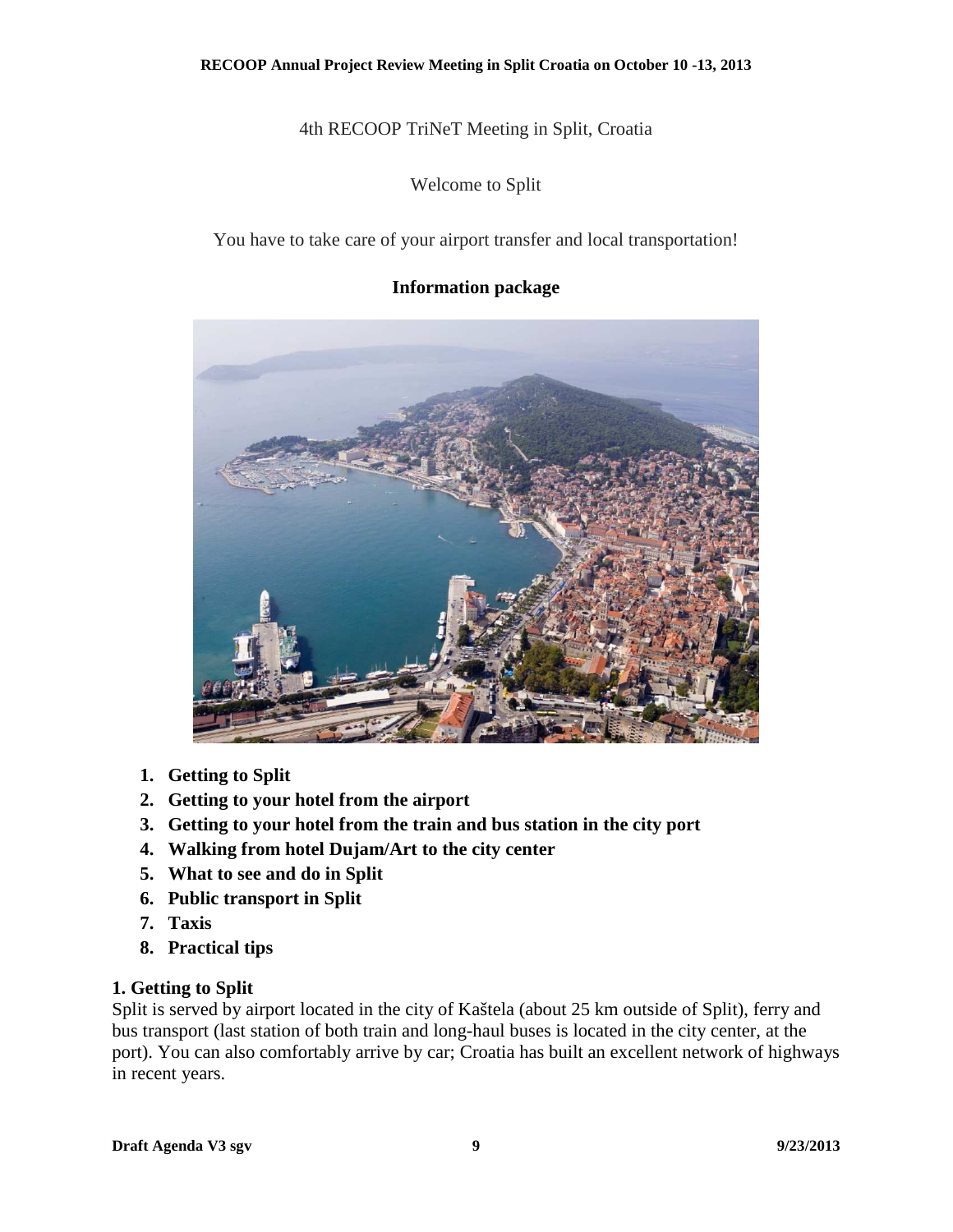4th RECOOP TriNeT Meeting in Split, Croatia

Welcome to Split

You have to take care of your airport transfer and local transportation!

**Information package**

1. **Getting to Split**
2. **Getting to your hotel from the airport**
3. **Getting to your hotel from the train and bus station in the city port**
4. **Walking from hotel Dujam/Art to the city center**
5. **What to see and do in Split**
6. **Public transport in Split**
7. **Taxis**
8. **Practical tips**

## 1. Getting to Split

Split is served by airport located in the city of Kaštela (about 25 km outside of Split), ferry and bus transport (last station of both train and long-haul buses is located in the city center, at the port). You can also comfortably arrive by car; Croatia has built an excellent network of highways in recent years.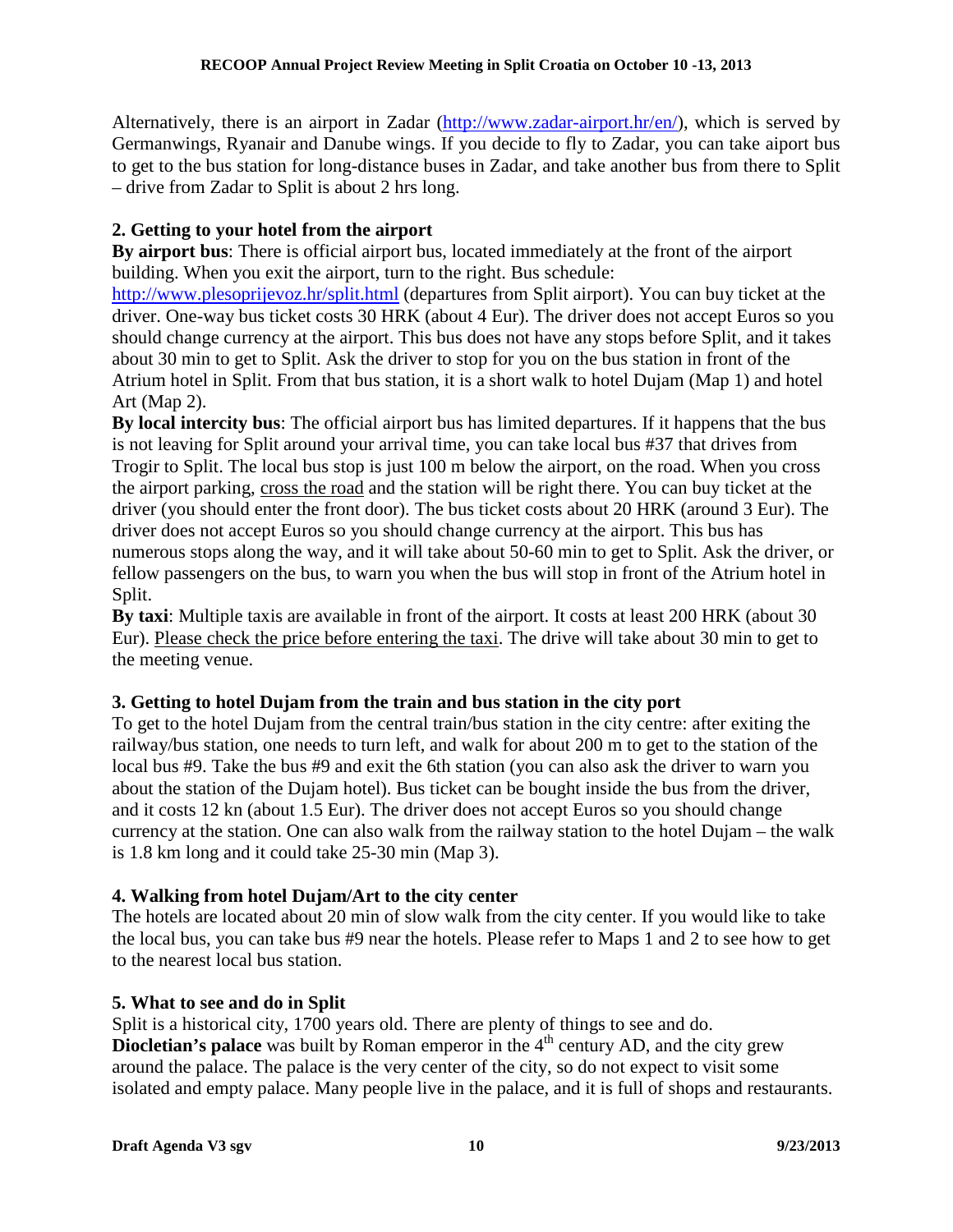Alternatively, there is an airport in Zadar (http://www.zadar-airport.hr/en/), which is served by Germanwings, Ryanair and Danube wings. If you decide to fly to Zadar, you can take aiport bus to get to the bus station for long-distance buses in Zadar, and take another bus from there to Split – drive from Zadar to Split is about 2 hrs long.

## 2. Getting to your hotel from the airport

**By airport bus**: There is official airport bus, located immediately at the front of the airport building. When you exit the airport, turn to the right. Bus schedule: http://www.plesoprijevoz.hr/split.html (departures from Split airport). You can buy ticket at the driver. One-way bus ticket costs 30 HRK (about 4 Eur). The driver does not accept Euros so you should change currency at the airport. This bus does not have any stops before Split, and it takes about 30 min to get to Split. Ask the driver to stop for you on the bus station in front of the Atrium hotel in Split. From that bus station, it is a short walk to hotel Dujam (Map 1) and hotel Art (Map 2).

**By local intercity bus**: The official airport bus has limited departures. If it happens that the bus is not leaving for Split around your arrival time, you can take local bus #37 that drives from Trogir to Split. The local bus stop is just 100 m below the airport, on the road. When you cross the airport parking, cross the road and the station will be right there. You can buy ticket at the driver (you should enter the front door). The bus ticket costs about 20 HRK (around 3 Eur). The driver does not accept Euros so you should change currency at the airport. This bus has numerous stops along the way, and it will take about 50-60 min to get to Split. Ask the driver, or fellow passengers on the bus, to warn you when the bus will stop in front of the Atrium hotel in Split.

**By taxi**: Multiple taxis are available in front of the airport. It costs at least 200 HRK (about 30 Eur). Please check the price before entering the taxi. The drive will take about 30 min to get to the meeting venue.

## 3. Getting to hotel Dujam from the train and bus station in the city port

To get to the hotel Dujam from the central train/bus station in the city centre: after exiting the railway/bus station, one needs to turn left, and walk for about 200 m to get to the station of the local bus #9. Take the bus #9 and exit the 6th station (you can also ask the driver to warn you about the station of the Dujam hotel). Bus ticket can be bought inside the bus from the driver, and it costs 12 kn (about 1.5 Eur). The driver does not accept Euros so you should change currency at the station. One can also walk from the railway station to the hotel Dujam – the walk is 1.8 km long and it could take 25-30 min (Map 3).

## 4. Walking from hotel Dujam/Art to the city center

The hotels are located about 20 min of slow walk from the city center. If you would like to take the local bus, you can take bus #9 near the hotels. Please refer to Maps 1 and 2 to see how to get to the nearest local bus station.

## 5. What to see and do in Split

Split is a historical city, 1700 years old. There are plenty of things to see and do.
**Diocletian's palace** was built by Roman emperor in the 4th century AD, and the city grew around the palace. The palace is the very center of the city, so do not expect to visit some isolated and empty palace. Many people live in the palace, and it is full of shops and restaurants.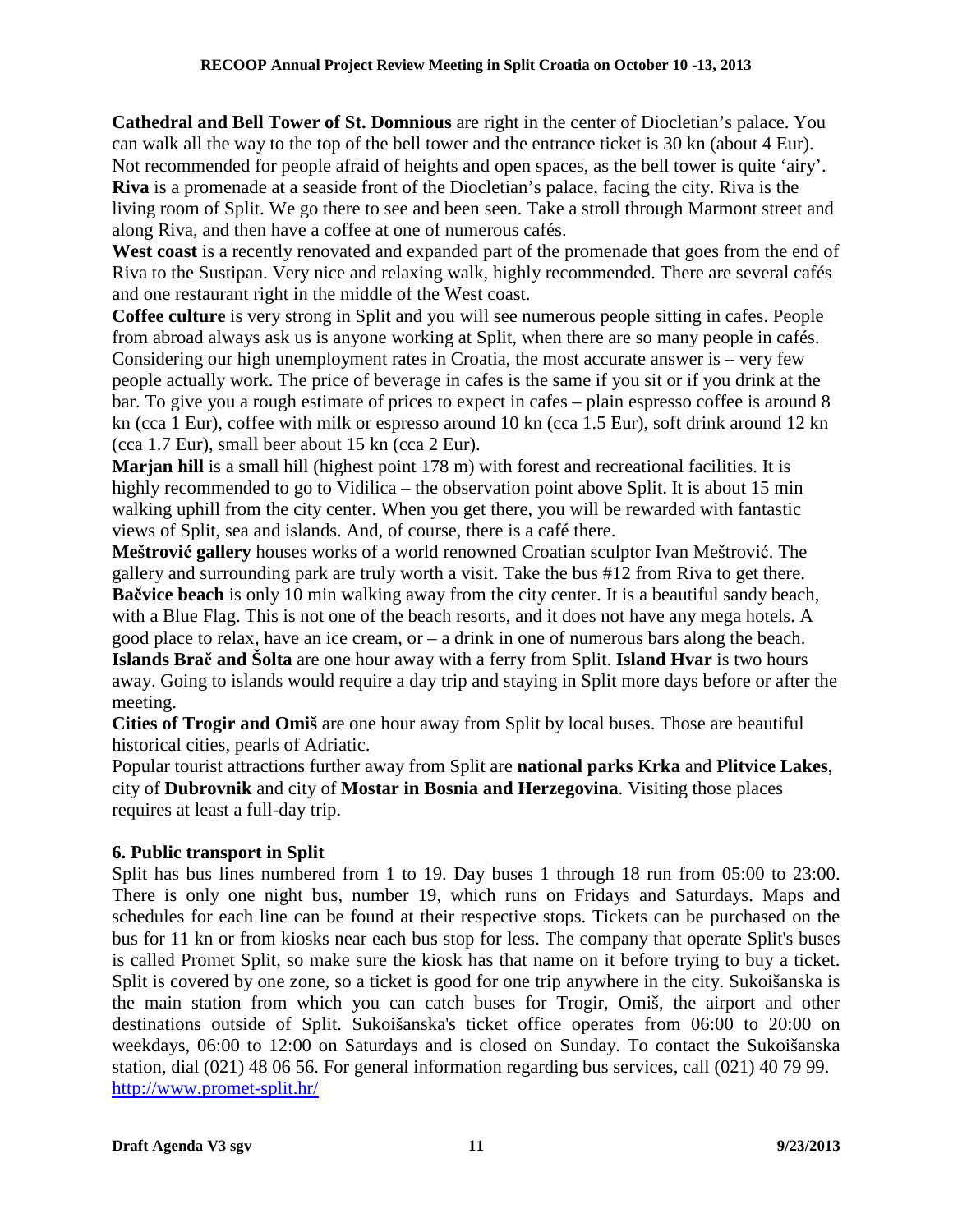**Cathedral and Bell Tower of St. Domnious** are right in the center of Diocletian's palace. You can walk all the way to the top of the bell tower and the entrance ticket is 30 kn (about 4 Eur). Not recommended for people afraid of heights and open spaces, as the bell tower is quite 'airy'.

**Riva** is a promenade at a seaside front of the Diocletian's palace, facing the city. Riva is the living room of Split. We go there to see and been seen. Take a stroll through Marmont street and along Riva, and then have a coffee at one of numerous cafés.

**West coast** is a recently renovated and expanded part of the promenade that goes from the end of Riva to the Sustipan. Very nice and relaxing walk, highly recommended. There are several cafés and one restaurant right in the middle of the West coast.

**Coffee culture** is very strong in Split and you will see numerous people sitting in cafes. People from abroad always ask us is anyone working at Split, when there are so many people in cafés. Considering our high unemployment rates in Croatia, the most accurate answer is – very few people actually work. The price of beverage in cafes is the same if you sit or if you drink at the bar. To give you a rough estimate of prices to expect in cafes – plain espresso coffee is around 8 kn (cca 1 Eur), coffee with milk or espresso around 10 kn (cca 1.5 Eur), soft drink around 12 kn (cca 1.7 Eur), small beer about 15 kn (cca 2 Eur).

**Marjan hill** is a small hill (highest point 178 m) with forest and recreational facilities. It is highly recommended to go to Vidilica – the observation point above Split. It is about 15 min walking uphill from the city center. When you get there, you will be rewarded with fantastic views of Split, sea and islands. And, of course, there is a café there.

**Meštrović gallery** houses works of a world renowned Croatian sculptor Ivan Meštrović. The gallery and surrounding park are truly worth a visit. Take the bus #12 from Riva to get there.

**Bačvice beach** is only 10 min walking away from the city center. It is a beautiful sandy beach, with a Blue Flag. This is not one of the beach resorts, and it does not have any mega hotels. A good place to relax, have an ice cream, or – a drink in one of numerous bars along the beach.

**Islands Brač and Šolta** are one hour away with a ferry from Split. **Island Hvar** is two hours away. Going to islands would require a day trip and staying in Split more days before or after the meeting.

**Cities of Trogir and Omiš** are one hour away from Split by local buses. Those are beautiful historical cities, pearls of Adriatic.

Popular tourist attractions further away from Split are **national parks Krka** and **Plitvice Lakes**, city of **Dubrovnik** and city of **Mostar in Bosnia and Herzegovina**. Visiting those places requires at least a full-day trip.

## 6. Public transport in Split

Split has bus lines numbered from 1 to 19. Day buses 1 through 18 run from 05:00 to 23:00. There is only one night bus, number 19, which runs on Fridays and Saturdays. Maps and schedules for each line can be found at their respective stops. Tickets can be purchased on the bus for 11 kn or from kiosks near each bus stop for less. The company that operate Split's buses is called Promet Split, so make sure the kiosk has that name on it before trying to buy a ticket. Split is covered by one zone, so a ticket is good for one trip anywhere in the city. Sukoišanska is the main station from which you can catch buses for Trogir, Omiš, the airport and other destinations outside of Split. Sukoišanska's ticket office operates from 06:00 to 20:00 on weekdays, 06:00 to 12:00 on Saturdays and is closed on Sunday. To contact the Sukoišanska station, dial (021) 48 06 56. For general information regarding bus services, call (021) 40 79 99. http://www.promet-split.hr/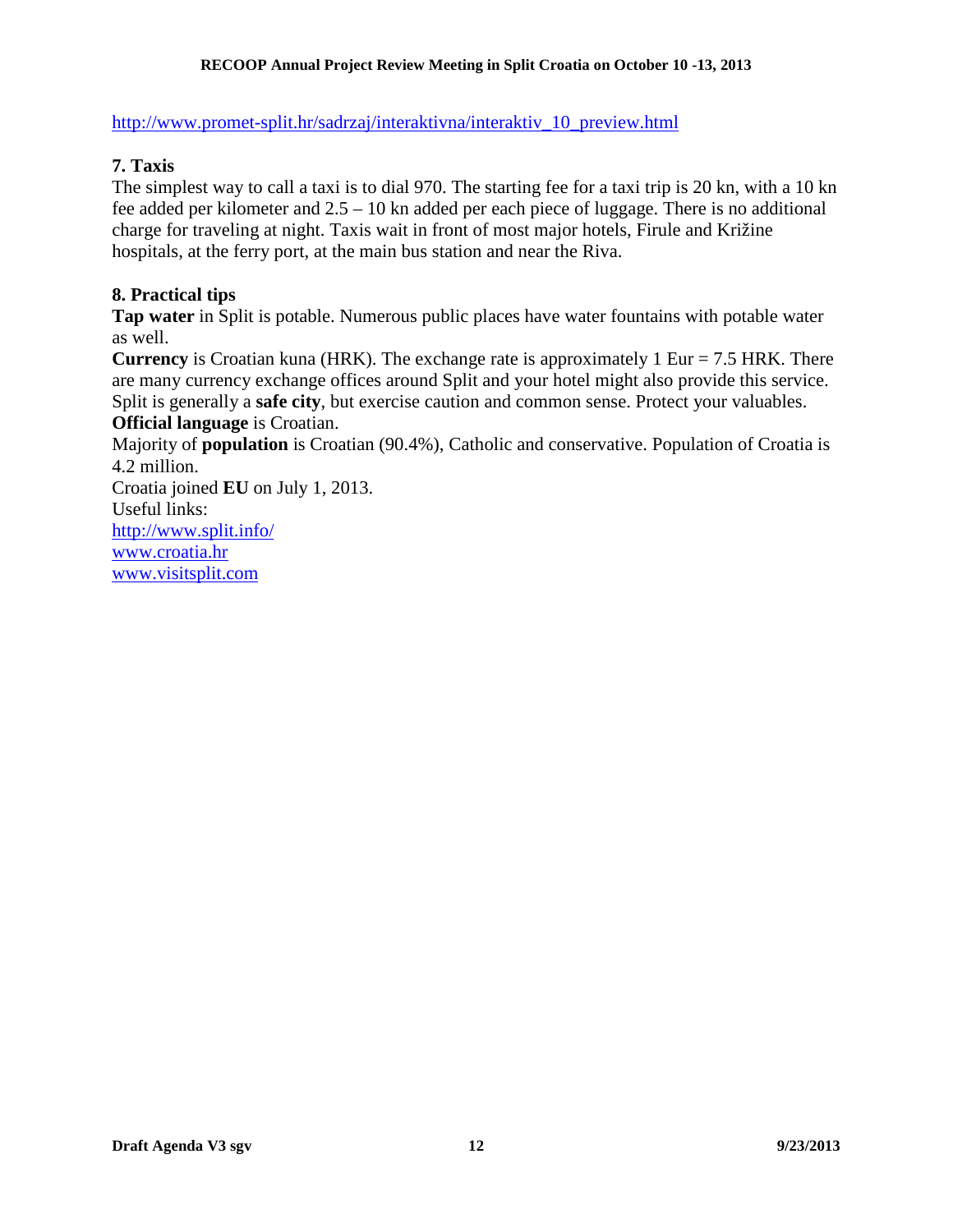http://www.promet-split.hr/sadrzaj/interaktivna/interaktiv_10_preview.html

## 7. Taxis

The simplest way to call a taxi is to dial 970. The starting fee for a taxi trip is 20 kn, with a 10 kn fee added per kilometer and 2.5 – 10 kn added per each piece of luggage. There is no additional charge for traveling at night. Taxis wait in front of most major hotels, Firule and Križine hospitals, at the ferry port, at the main bus station and near the Riva.

## 8. Practical tips

**Tap water** in Split is potable. Numerous public places have water fountains with potable water as well.

**Currency** is Croatian kuna (HRK). The exchange rate is approximately 1 Eur = 7.5 HRK. There are many currency exchange offices around Split and your hotel might also provide this service.

Split is generally a **safe city**, but exercise caution and common sense. Protect your valuables.

**Official language** is Croatian.

Majority of **population** is Croatian (90.4%), Catholic and conservative. Population of Croatia is 4.2 million.

Croatia joined **EU** on July 1, 2013.

Useful links:

http://www.split.info/

www.croatia.hr

www.visitsplit.com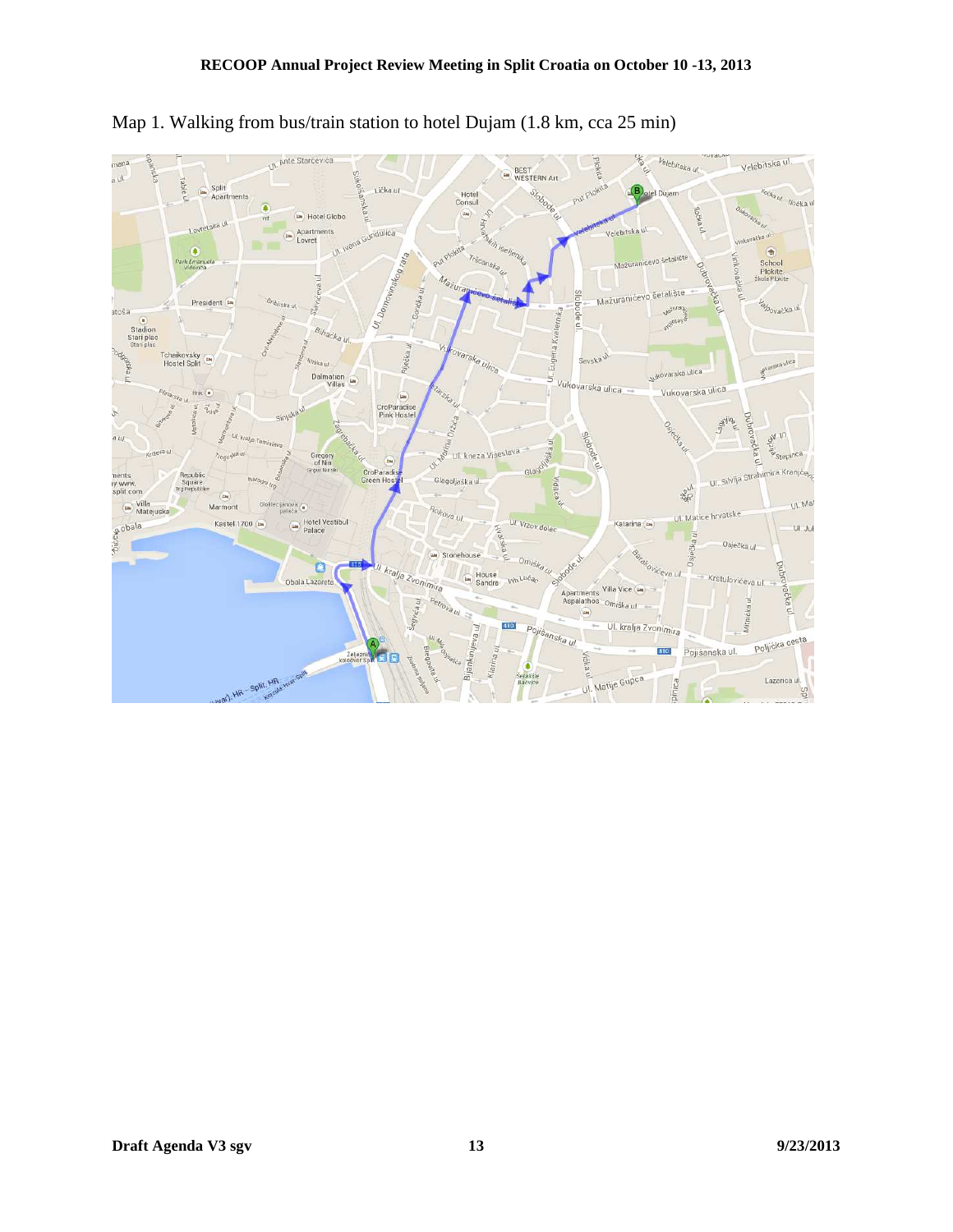Map 1. Walking from bus/train station to hotel Dujam (1.8 km, cca 25 min)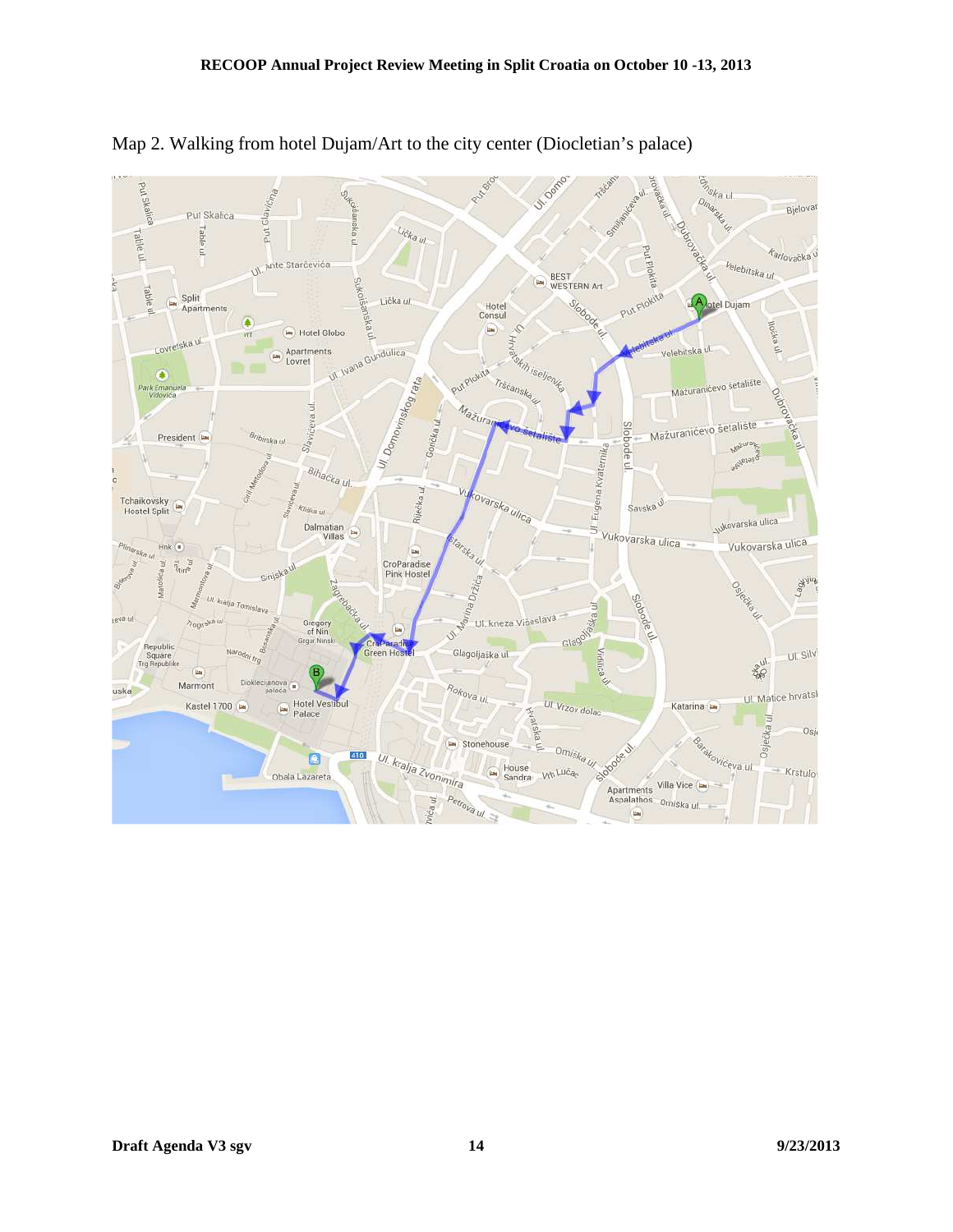Map 2. Walking from hotel Dujam/Art to the city center (Diocletian's palace)